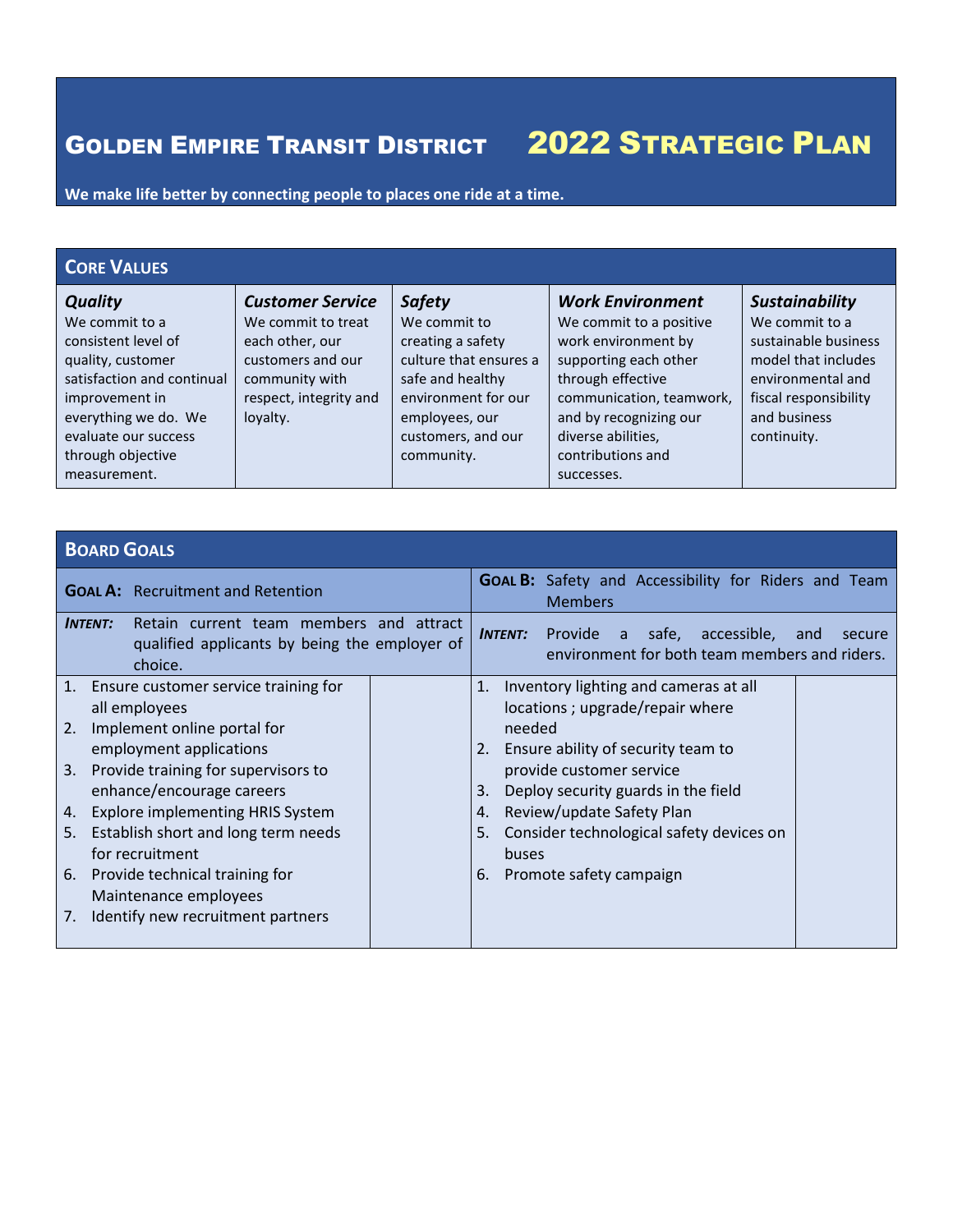# Golden Empire Transit District 2022 Strategic Plan

**We make life better by connecting people to places one ride at a time.**

## Core Values

| ***Quality*** | ***Customer Service*** | ***Safety*** | ***Work Environment*** | ***Sustainability*** |
|---|---|---|---|---|
| We commit to a consistent level of quality, customer satisfaction and continual improvement in everything we do. We evaluate our success through objective measurement. | We commit to treat each other, our customers and our community with respect, integrity and loyalty. | We commit to creating a safety culture that ensures a safe and healthy environment for our employees, our customers, and our community. | We commit to a positive work environment by supporting each other through effective communication, teamwork, and by recognizing our diverse abilities, contributions and successes. | We commit to a sustainable business model that includes environmental and fiscal responsibility and business continuity. |

## Board Goals

| **Goal A:** Recruitment and Retention | | **Goal B:** Safety and Accessibility for Riders and Team Members | |
|---|---|---|---|
| ***Intent:*** Retain current team members and attract qualified applicants by being the employer of choice. | | ***Intent:*** Provide a safe, accessible, and secure environment for both team members and riders. | |
| 1. Ensure customer service training for all employees<br>2. Implement online portal for employment applications<br>3. Provide training for supervisors to enhance/encourage careers<br>4. Explore implementing HRIS System<br>5. Establish short and long term needs for recruitment<br>6. Provide technical training for Maintenance employees<br>7. Identify new recruitment partners | | 1. Inventory lighting and cameras at all locations ; upgrade/repair where needed<br>2. Ensure ability of security team to provide customer service<br>3. Deploy security guards in the field<br>4. Review/update Safety Plan<br>5. Consider technological safety devices on buses<br>6. Promote safety campaign | |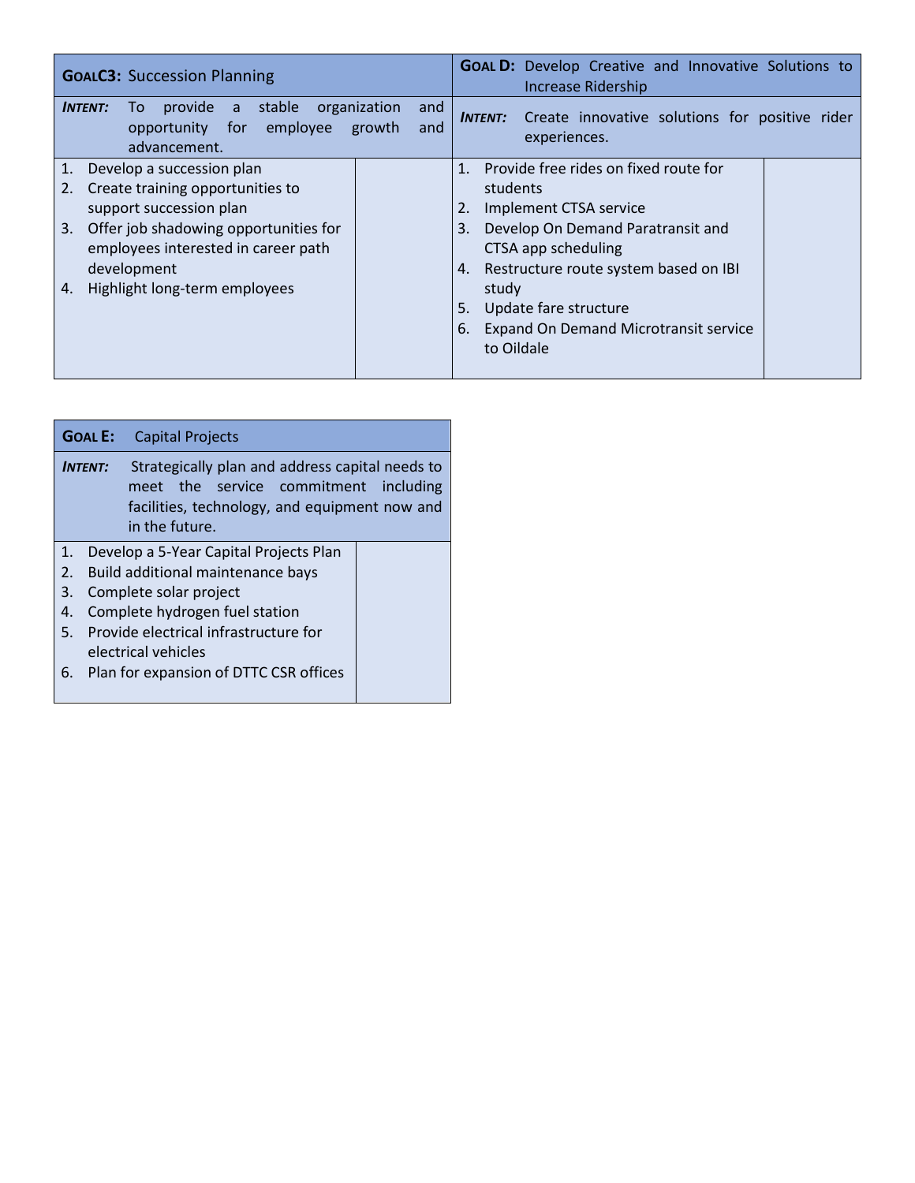| **GOALC3:** Succession Planning | |
|---|---|
| ***INTENT:*** To provide a stable organization and opportunity for employee growth and advancement. | |
| 1. Develop a succession plan<br>2. Create training opportunities to support succession plan<br>3. Offer job shadowing opportunities for employees interested in career path development<br>4. Highlight long-term employees | |

| **GOAL D:** Develop Creative and Innovative Solutions to Increase Ridership | |
|---|---|
| ***INTENT:*** Create innovative solutions for positive rider experiences. | |
| 1. Provide free rides on fixed route for students<br>2. Implement CTSA service<br>3. Develop On Demand Paratransit and CTSA app scheduling<br>4. Restructure route system based on IBI study<br>5. Update fare structure<br>6. Expand On Demand Microtransit service to Oildale | |

| **GOAL E:** Capital Projects | |
|---|---|
| ***INTENT:*** Strategically plan and address capital needs to meet the service commitment including facilities, technology, and equipment now and in the future. | |
| 1. Develop a 5-Year Capital Projects Plan<br>2. Build additional maintenance bays<br>3. Complete solar project<br>4. Complete hydrogen fuel station<br>5. Provide electrical infrastructure for electrical vehicles<br>6. Plan for expansion of DTTC CSR offices | |